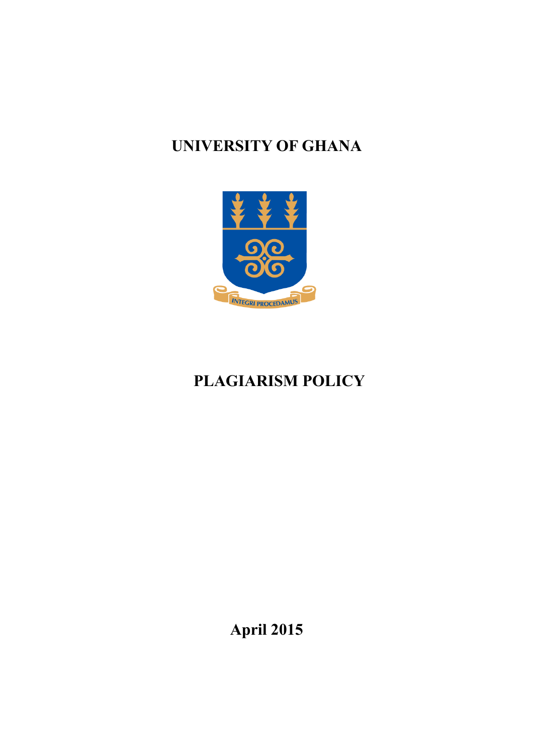# UNIVERSITY OF GHANA

# PLAGIARISM POLICY

**April 2015**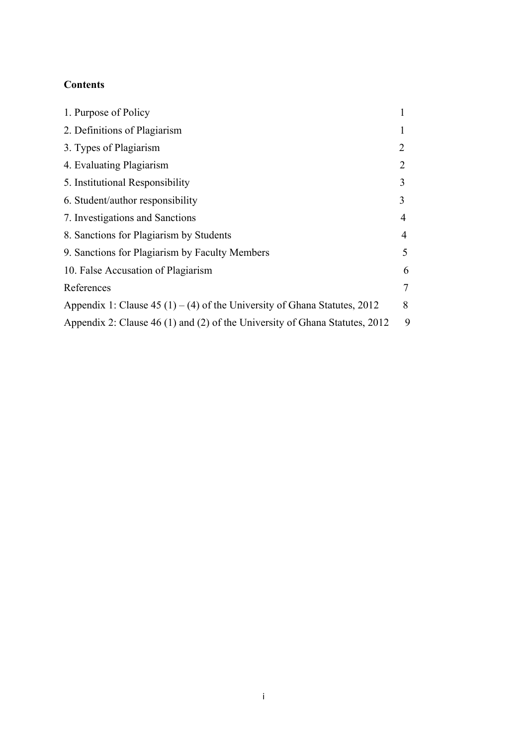**Contents**

| | |
|---|---|
| 1. Purpose of Policy | 1 |
| 2. Definitions of Plagiarism | 1 |
| 3. Types of Plagiarism | 2 |
| 4. Evaluating Plagiarism | 2 |
| 5. Institutional Responsibility | 3 |
| 6. Student/author responsibility | 3 |
| 7. Investigations and Sanctions | 4 |
| 8. Sanctions for Plagiarism by Students | 4 |
| 9. Sanctions for Plagiarism by Faculty Members | 5 |
| 10. False Accusation of Plagiarism | 6 |
| References | 7 |
| Appendix 1: Clause 45 (1) – (4) of the University of Ghana Statutes, 2012 | 8 |
| Appendix 2: Clause 46 (1) and (2) of the University of Ghana Statutes, 2012 | 9 |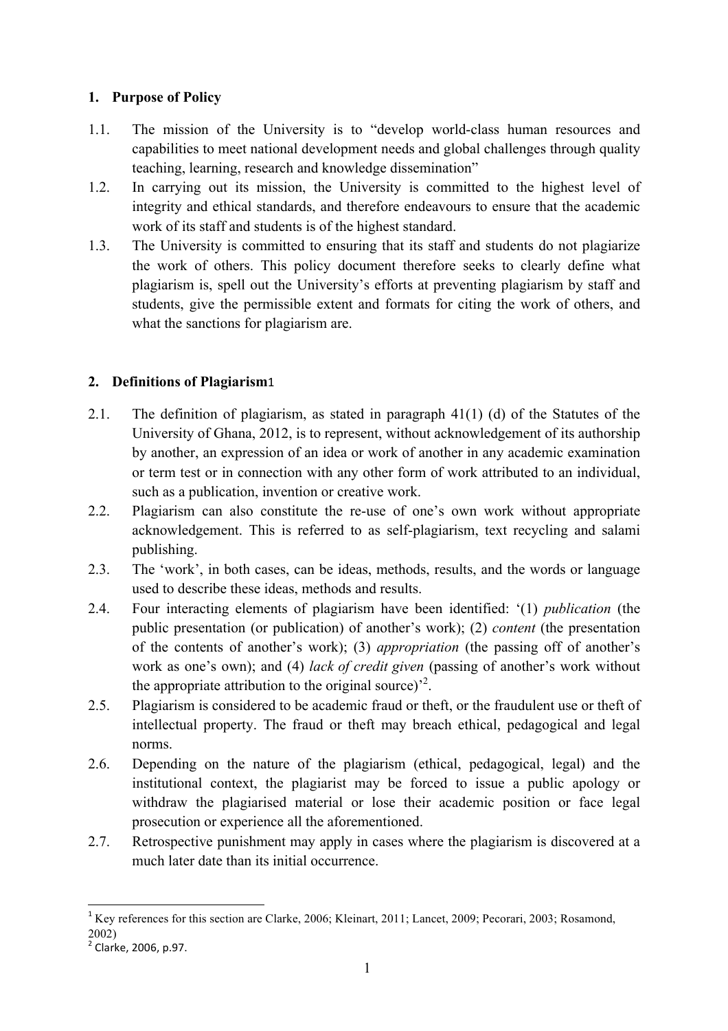## 1. Purpose of Policy

1.1. The mission of the University is to "develop world-class human resources and capabilities to meet national development needs and global challenges through quality teaching, learning, research and knowledge dissemination"

1.2. In carrying out its mission, the University is committed to the highest level of integrity and ethical standards, and therefore endeavours to ensure that the academic work of its staff and students is of the highest standard.

1.3. The University is committed to ensuring that its staff and students do not plagiarize the work of others. This policy document therefore seeks to clearly define what plagiarism is, spell out the University's efforts at preventing plagiarism by staff and students, give the permissible extent and formats for citing the work of others, and what the sanctions for plagiarism are.

## 2. Definitions of Plagiarism[1]

2.1. The definition of plagiarism, as stated in paragraph 41(1) (d) of the Statutes of the University of Ghana, 2012, is to represent, without acknowledgement of its authorship by another, an expression of an idea or work of another in any academic examination or term test or in connection with any other form of work attributed to an individual, such as a publication, invention or creative work.

2.2. Plagiarism can also constitute the re-use of one's own work without appropriate acknowledgement. This is referred to as self-plagiarism, text recycling and salami publishing.

2.3. The 'work', in both cases, can be ideas, methods, results, and the words or language used to describe these ideas, methods and results.

2.4. Four interacting elements of plagiarism have been identified: '(1) *publication* (the public presentation (or publication) of another's work); (2) *content* (the presentation of the contents of another's work); (3) *appropriation* (the passing off of another's work as one's own); and (4) *lack of credit given* (passing of another's work without the appropriate attribution to the original source)'[2].

2.5. Plagiarism is considered to be academic fraud or theft, or the fraudulent use or theft of intellectual property. The fraud or theft may breach ethical, pedagogical and legal norms.

2.6. Depending on the nature of the plagiarism (ethical, pedagogical, legal) and the institutional context, the plagiarist may be forced to issue a public apology or withdraw the plagiarised material or lose their academic position or face legal prosecution or experience all the aforementioned.

2.7. Retrospective punishment may apply in cases where the plagiarism is discovered at a much later date than its initial occurrence.

---

[1] Key references for this section are Clarke, 2006; Kleinart, 2011; Lancet, 2009; Pecorari, 2003; Rosamond, 2002)

[2] Clarke, 2006, p.97.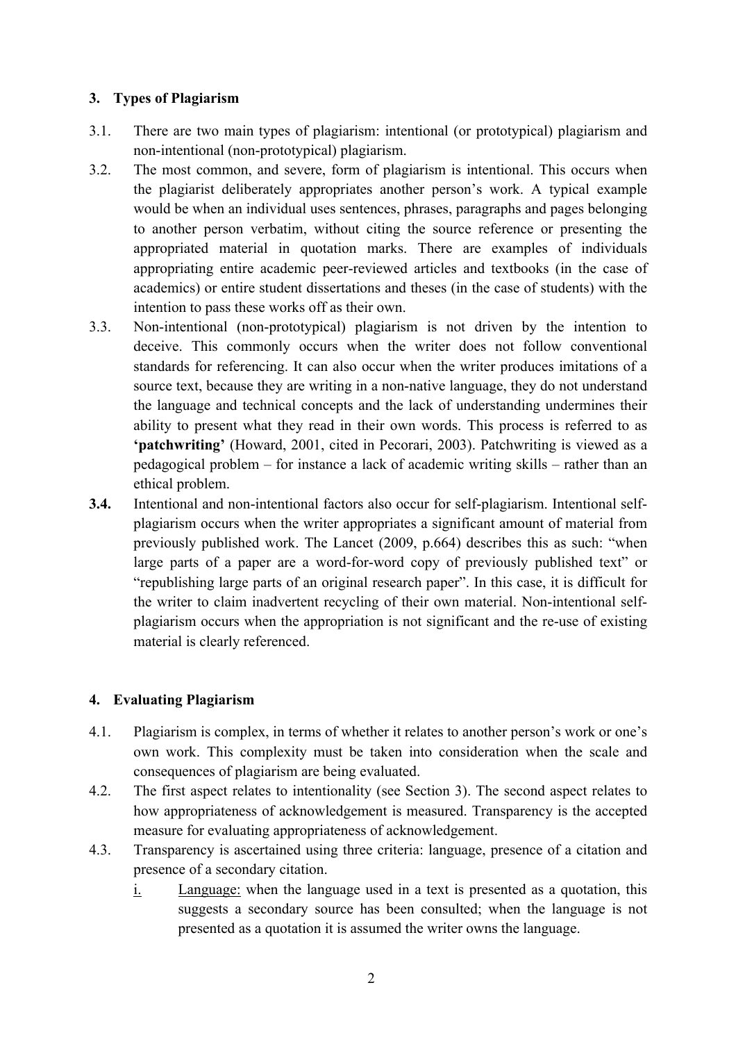## 3. Types of Plagiarism

3.1. There are two main types of plagiarism: intentional (or prototypical) plagiarism and non-intentional (non-prototypical) plagiarism.

3.2. The most common, and severe, form of plagiarism is intentional. This occurs when the plagiarist deliberately appropriates another person's work. A typical example would be when an individual uses sentences, phrases, paragraphs and pages belonging to another person verbatim, without citing the source reference or presenting the appropriated material in quotation marks. There are examples of individuals appropriating entire academic peer-reviewed articles and textbooks (in the case of academics) or entire student dissertations and theses (in the case of students) with the intention to pass these works off as their own.

3.3. Non-intentional (non-prototypical) plagiarism is not driven by the intention to deceive. This commonly occurs when the writer does not follow conventional standards for referencing. It can also occur when the writer produces imitations of a source text, because they are writing in a non-native language, they do not understand the language and technical concepts and the lack of understanding undermines their ability to present what they read in their own words. This process is referred to as **'patchwriting'** (Howard, 2001, cited in Pecorari, 2003). Patchwriting is viewed as a pedagogical problem – for instance a lack of academic writing skills – rather than an ethical problem.

**3.4.** Intentional and non-intentional factors also occur for self-plagiarism. Intentional self-plagiarism occurs when the writer appropriates a significant amount of material from previously published work. The Lancet (2009, p.664) describes this as such: "when large parts of a paper are a word-for-word copy of previously published text" or "republishing large parts of an original research paper". In this case, it is difficult for the writer to claim inadvertent recycling of their own material. Non-intentional self-plagiarism occurs when the appropriation is not significant and the re-use of existing material is clearly referenced.

## 4. Evaluating Plagiarism

4.1. Plagiarism is complex, in terms of whether it relates to another person's work or one's own work. This complexity must be taken into consideration when the scale and consequences of plagiarism are being evaluated.

4.2. The first aspect relates to intentionality (see Section 3). The second aspect relates to how appropriateness of acknowledgement is measured. Transparency is the accepted measure for evaluating appropriateness of acknowledgement.

4.3. Transparency is ascertained using three criteria: language, presence of a citation and presence of a secondary citation.

i. Language: when the language used in a text is presented as a quotation, this suggests a secondary source has been consulted; when the language is not presented as a quotation it is assumed the writer owns the language.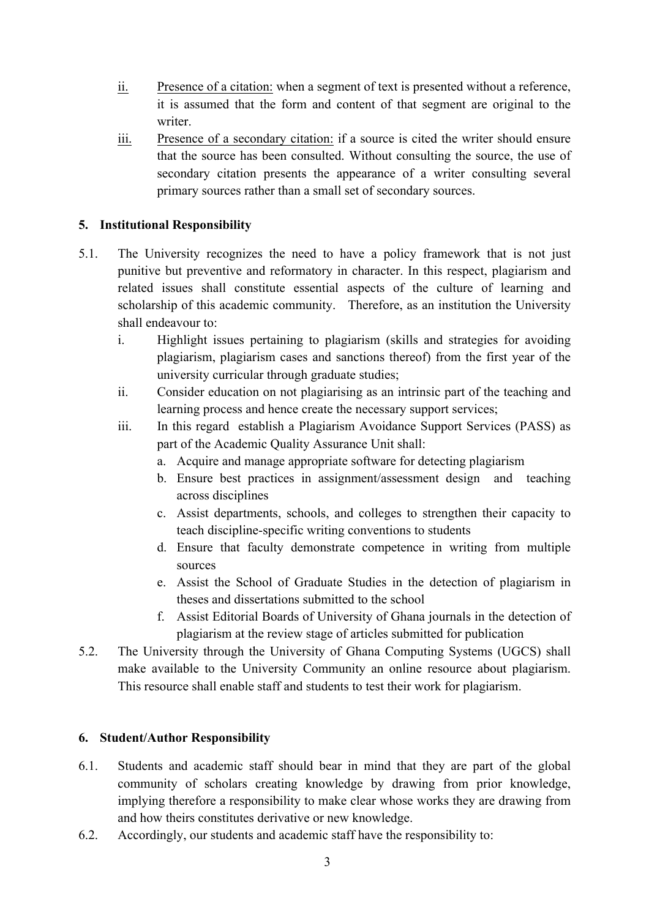ii. <u>Presence of a citation:</u> when a segment of text is presented without a reference, it is assumed that the form and content of that segment are original to the writer.

iii. <u>Presence of a secondary citation:</u> if a source is cited the writer should ensure that the source has been consulted. Without consulting the source, the use of secondary citation presents the appearance of a writer consulting several primary sources rather than a small set of secondary sources.

## 5. Institutional Responsibility

5.1. The University recognizes the need to have a policy framework that is not just punitive but preventive and reformatory in character. In this respect, plagiarism and related issues shall constitute essential aspects of the culture of learning and scholarship of this academic community. Therefore, as an institution the University shall endeavour to:

i. Highlight issues pertaining to plagiarism (skills and strategies for avoiding plagiarism, plagiarism cases and sanctions thereof) from the first year of the university curricular through graduate studies;

ii. Consider education on not plagiarising as an intrinsic part of the teaching and learning process and hence create the necessary support services;

iii. In this regard establish a Plagiarism Avoidance Support Services (PASS) as part of the Academic Quality Assurance Unit shall:

   a. Acquire and manage appropriate software for detecting plagiarism
   b. Ensure best practices in assignment/assessment design and teaching across disciplines
   c. Assist departments, schools, and colleges to strengthen their capacity to teach discipline-specific writing conventions to students
   d. Ensure that faculty demonstrate competence in writing from multiple sources
   e. Assist the School of Graduate Studies in the detection of plagiarism in theses and dissertations submitted to the school
   f. Assist Editorial Boards of University of Ghana journals in the detection of plagiarism at the review stage of articles submitted for publication

5.2. The University through the University of Ghana Computing Systems (UGCS) shall make available to the University Community an online resource about plagiarism. This resource shall enable staff and students to test their work for plagiarism.

## 6. Student/Author Responsibility

6.1. Students and academic staff should bear in mind that they are part of the global community of scholars creating knowledge by drawing from prior knowledge, implying therefore a responsibility to make clear whose works they are drawing from and how theirs constitutes derivative or new knowledge.

6.2. Accordingly, our students and academic staff have the responsibility to: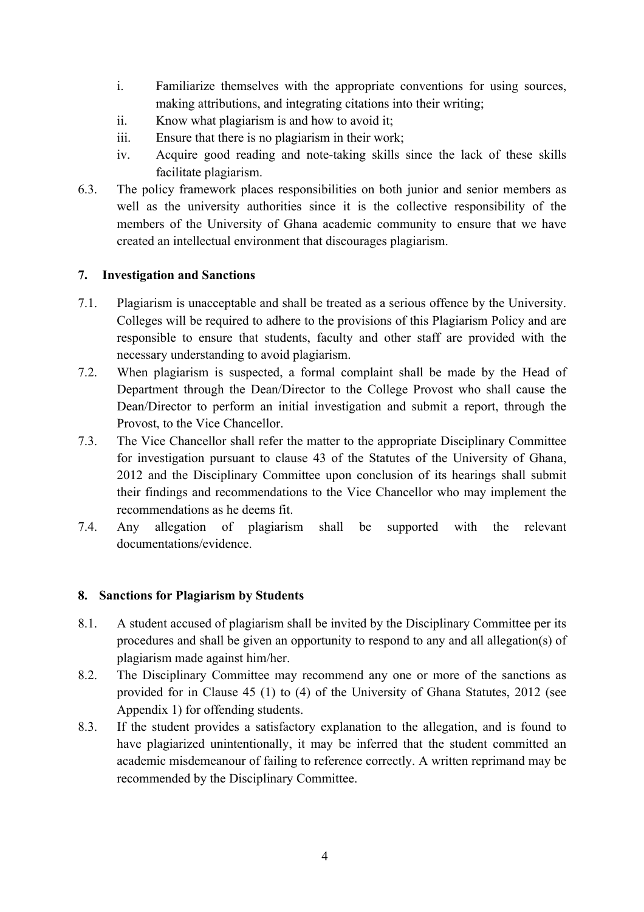i. Familiarize themselves with the appropriate conventions for using sources, making attributions, and integrating citations into their writing;
ii. Know what plagiarism is and how to avoid it;
iii. Ensure that there is no plagiarism in their work;
iv. Acquire good reading and note-taking skills since the lack of these skills facilitate plagiarism.

6.3. The policy framework places responsibilities on both junior and senior members as well as the university authorities since it is the collective responsibility of the members of the University of Ghana academic community to ensure that we have created an intellectual environment that discourages plagiarism.

## 7. Investigation and Sanctions

7.1. Plagiarism is unacceptable and shall be treated as a serious offence by the University. Colleges will be required to adhere to the provisions of this Plagiarism Policy and are responsible to ensure that students, faculty and other staff are provided with the necessary understanding to avoid plagiarism.

7.2. When plagiarism is suspected, a formal complaint shall be made by the Head of Department through the Dean/Director to the College Provost who shall cause the Dean/Director to perform an initial investigation and submit a report, through the Provost, to the Vice Chancellor.

7.3. The Vice Chancellor shall refer the matter to the appropriate Disciplinary Committee for investigation pursuant to clause 43 of the Statutes of the University of Ghana, 2012 and the Disciplinary Committee upon conclusion of its hearings shall submit their findings and recommendations to the Vice Chancellor who may implement the recommendations as he deems fit.

7.4. Any allegation of plagiarism shall be supported with the relevant documentations/evidence.

## 8. Sanctions for Plagiarism by Students

8.1. A student accused of plagiarism shall be invited by the Disciplinary Committee per its procedures and shall be given an opportunity to respond to any and all allegation(s) of plagiarism made against him/her.

8.2. The Disciplinary Committee may recommend any one or more of the sanctions as provided for in Clause 45 (1) to (4) of the University of Ghana Statutes, 2012 (see Appendix 1) for offending students.

8.3. If the student provides a satisfactory explanation to the allegation, and is found to have plagiarized unintentionally, it may be inferred that the student committed an academic misdemeanour of failing to reference correctly. A written reprimand may be recommended by the Disciplinary Committee.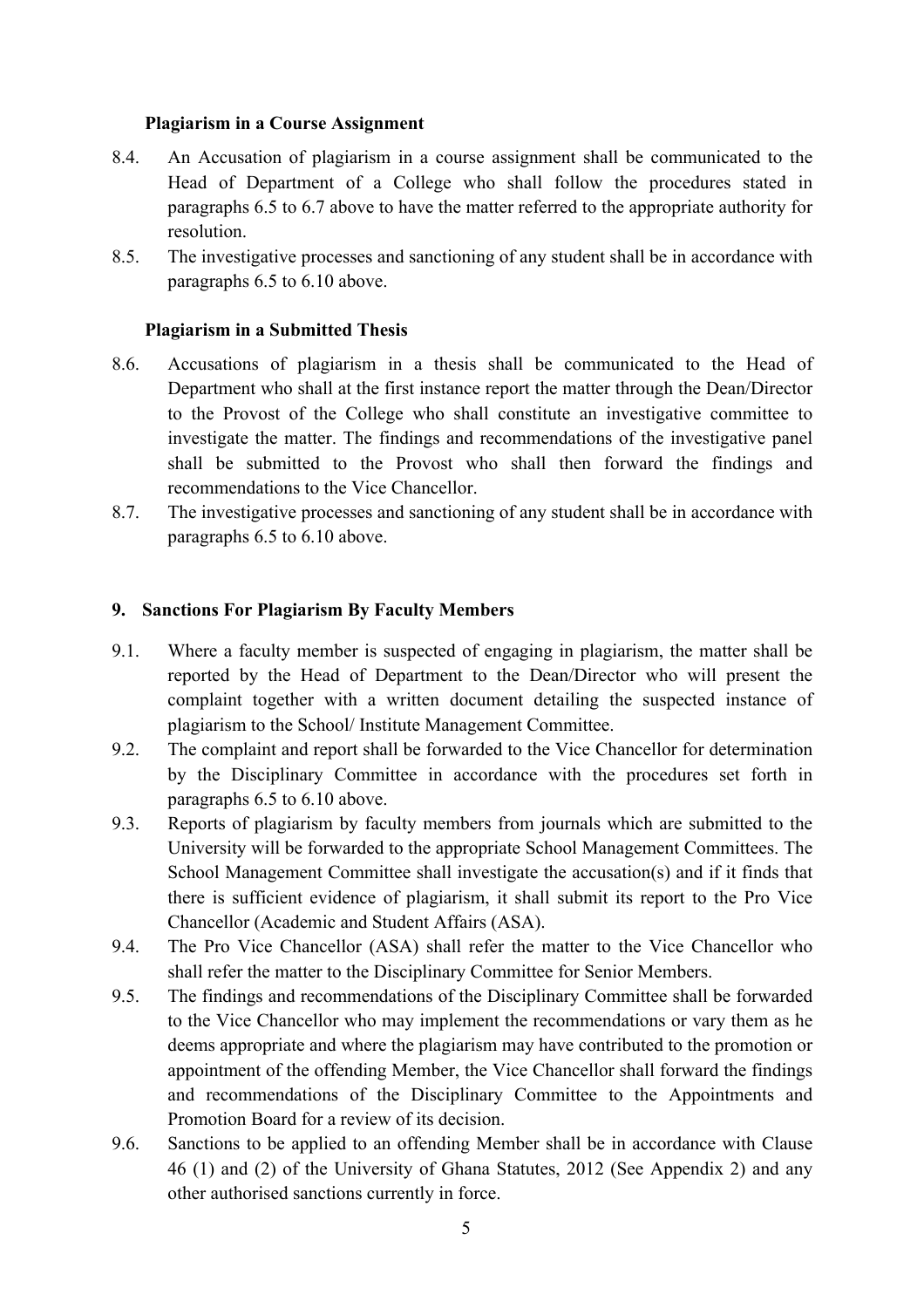**Plagiarism in a Course Assignment**

8.4. An Accusation of plagiarism in a course assignment shall be communicated to the Head of Department of a College who shall follow the procedures stated in paragraphs 6.5 to 6.7 above to have the matter referred to the appropriate authority for resolution.

8.5. The investigative processes and sanctioning of any student shall be in accordance with paragraphs 6.5 to 6.10 above.

**Plagiarism in a Submitted Thesis**

8.6. Accusations of plagiarism in a thesis shall be communicated to the Head of Department who shall at the first instance report the matter through the Dean/Director to the Provost of the College who shall constitute an investigative committee to investigate the matter. The findings and recommendations of the investigative panel shall be submitted to the Provost who shall then forward the findings and recommendations to the Vice Chancellor.

8.7. The investigative processes and sanctioning of any student shall be in accordance with paragraphs 6.5 to 6.10 above.

## 9. Sanctions For Plagiarism By Faculty Members

9.1. Where a faculty member is suspected of engaging in plagiarism, the matter shall be reported by the Head of Department to the Dean/Director who will present the complaint together with a written document detailing the suspected instance of plagiarism to the School/ Institute Management Committee.

9.2. The complaint and report shall be forwarded to the Vice Chancellor for determination by the Disciplinary Committee in accordance with the procedures set forth in paragraphs 6.5 to 6.10 above.

9.3. Reports of plagiarism by faculty members from journals which are submitted to the University will be forwarded to the appropriate School Management Committees. The School Management Committee shall investigate the accusation(s) and if it finds that there is sufficient evidence of plagiarism, it shall submit its report to the Pro Vice Chancellor (Academic and Student Affairs (ASA).

9.4. The Pro Vice Chancellor (ASA) shall refer the matter to the Vice Chancellor who shall refer the matter to the Disciplinary Committee for Senior Members.

9.5. The findings and recommendations of the Disciplinary Committee shall be forwarded to the Vice Chancellor who may implement the recommendations or vary them as he deems appropriate and where the plagiarism may have contributed to the promotion or appointment of the offending Member, the Vice Chancellor shall forward the findings and recommendations of the Disciplinary Committee to the Appointments and Promotion Board for a review of its decision.

9.6. Sanctions to be applied to an offending Member shall be in accordance with Clause 46 (1) and (2) of the University of Ghana Statutes, 2012 (See Appendix 2) and any other authorised sanctions currently in force.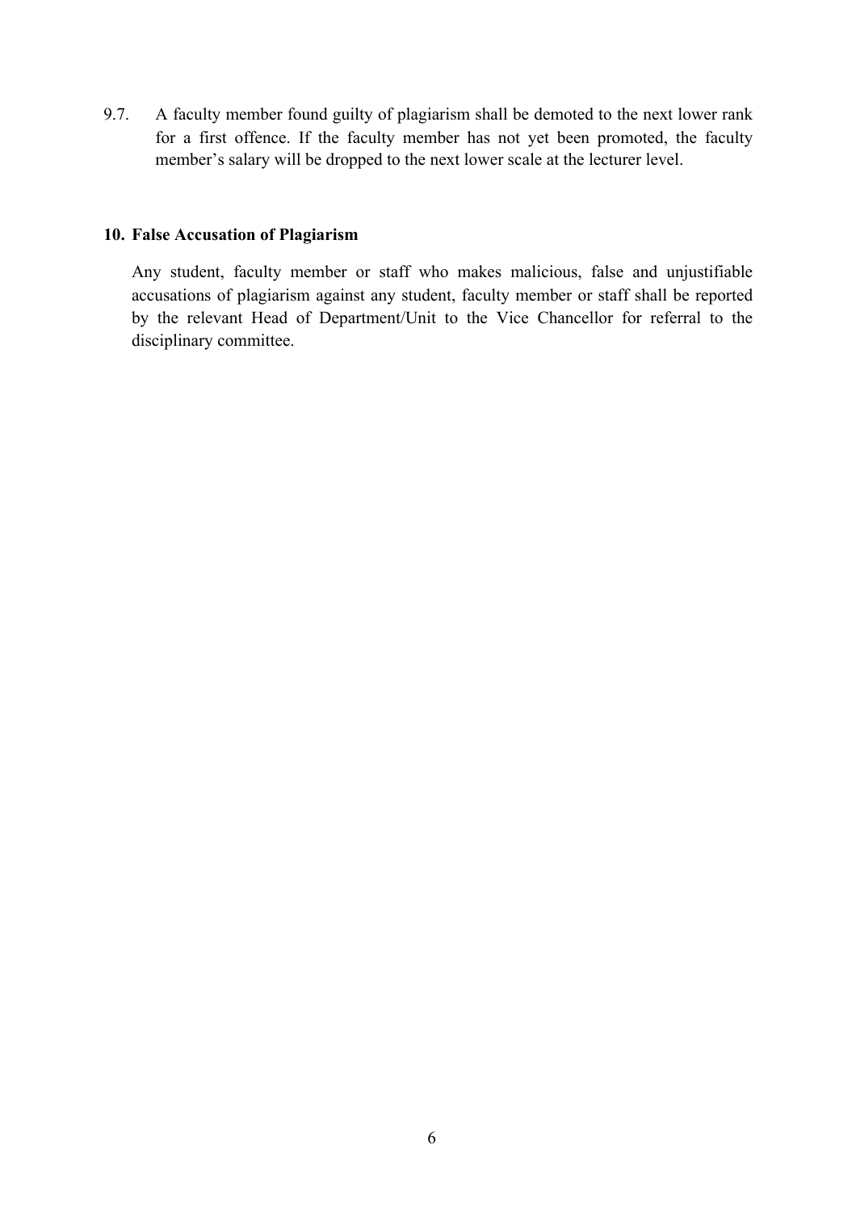9.7. A faculty member found guilty of plagiarism shall be demoted to the next lower rank for a first offence. If the faculty member has not yet been promoted, the faculty member's salary will be dropped to the next lower scale at the lecturer level.

## 10. False Accusation of Plagiarism

Any student, faculty member or staff who makes malicious, false and unjustifiable accusations of plagiarism against any student, faculty member or staff shall be reported by the relevant Head of Department/Unit to the Vice Chancellor for referral to the disciplinary committee.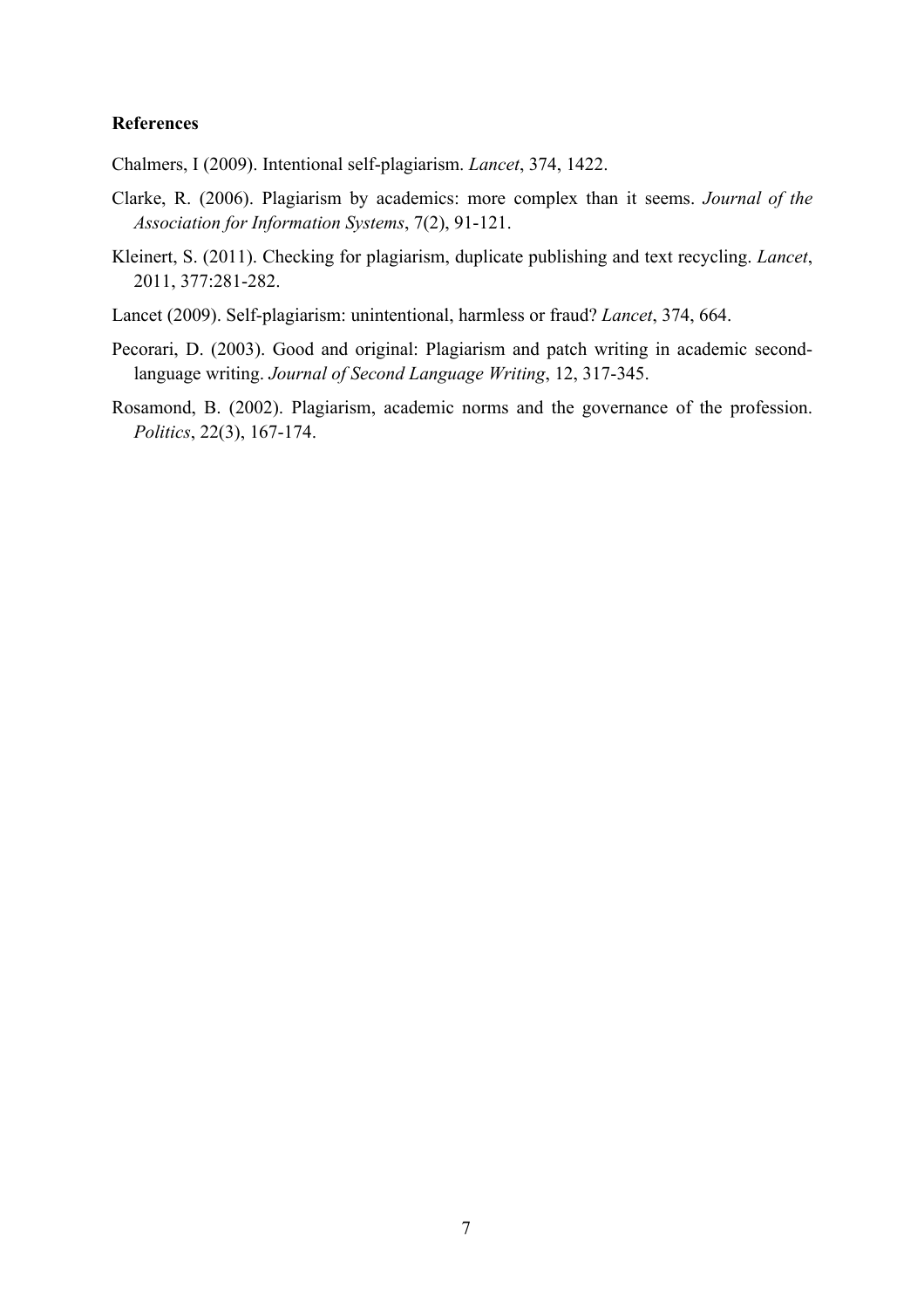**References**

Chalmers, I (2009). Intentional self-plagiarism. *Lancet*, 374, 1422.

Clarke, R. (2006). Plagiarism by academics: more complex than it seems. *Journal of the Association for Information Systems*, 7(2), 91-121.

Kleinert, S. (2011). Checking for plagiarism, duplicate publishing and text recycling. *Lancet*, 2011, 377:281-282.

Lancet (2009). Self-plagiarism: unintentional, harmless or fraud? *Lancet*, 374, 664.

Pecorari, D. (2003). Good and original: Plagiarism and patch writing in academic second-language writing. *Journal of Second Language Writing*, 12, 317-345.

Rosamond, B. (2002). Plagiarism, academic norms and the governance of the profession. *Politics*, 22(3), 167-174.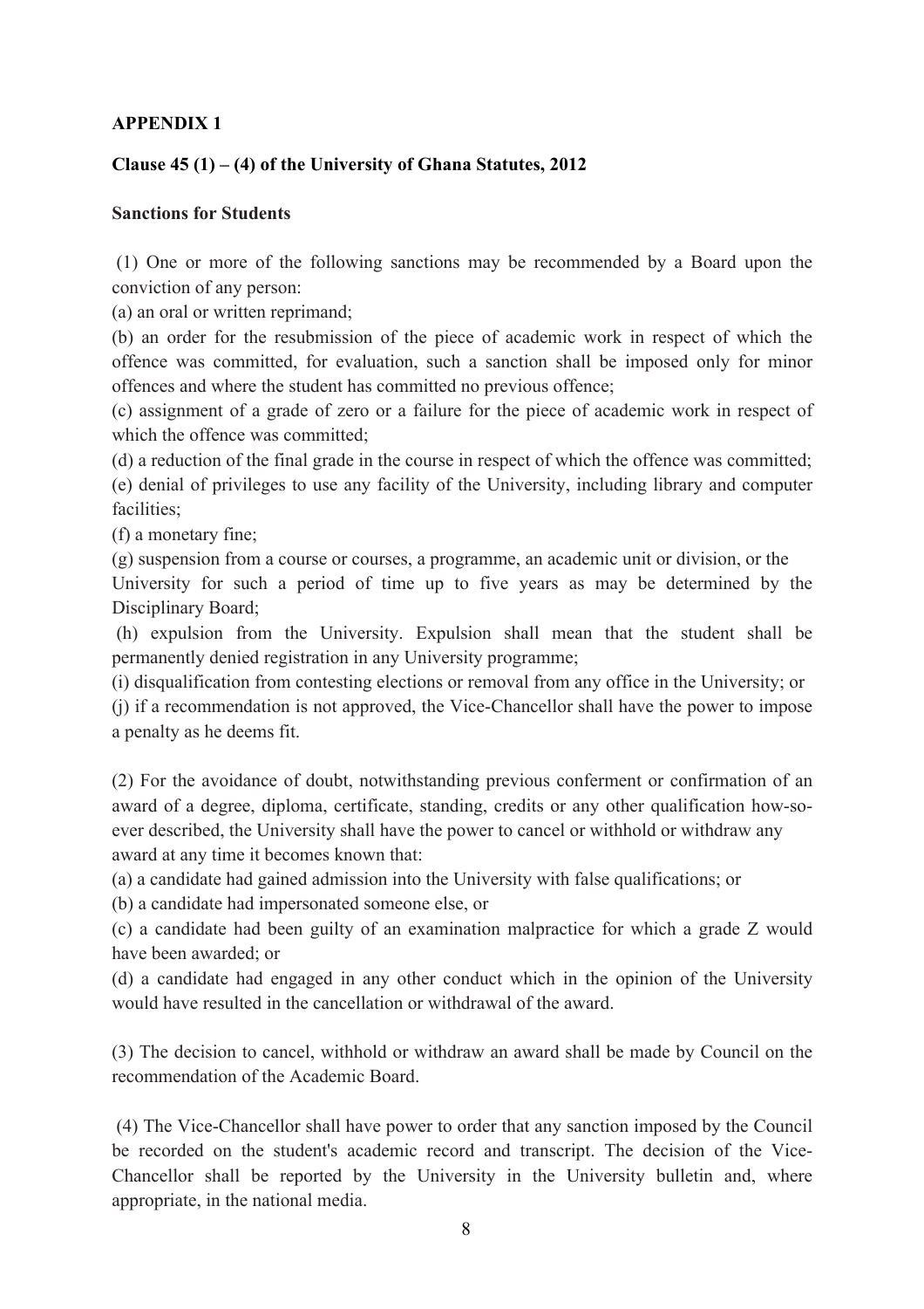**APPENDIX 1**

**Clause 45 (1) – (4) of the University of Ghana Statutes, 2012**

**Sanctions for Students**

(1) One or more of the following sanctions may be recommended by a Board upon the conviction of any person:

(a) an oral or written reprimand;

(b) an order for the resubmission of the piece of academic work in respect of which the offence was committed, for evaluation, such a sanction shall be imposed only for minor offences and where the student has committed no previous offence;

(c) assignment of a grade of zero or a failure for the piece of academic work in respect of which the offence was committed;

(d) a reduction of the final grade in the course in respect of which the offence was committed;

(e) denial of privileges to use any facility of the University, including library and computer facilities;

(f) a monetary fine;

(g) suspension from a course or courses, a programme, an academic unit or division, or the University for such a period of time up to five years as may be determined by the Disciplinary Board;

(h) expulsion from the University. Expulsion shall mean that the student shall be permanently denied registration in any University programme;

(i) disqualification from contesting elections or removal from any office in the University; or

(j) if a recommendation is not approved, the Vice-Chancellor shall have the power to impose a penalty as he deems fit.

(2) For the avoidance of doubt, notwithstanding previous conferment or confirmation of an award of a degree, diploma, certificate, standing, credits or any other qualification how-so-ever described, the University shall have the power to cancel or withhold or withdraw any award at any time it becomes known that:

(a) a candidate had gained admission into the University with false qualifications; or

(b) a candidate had impersonated someone else, or

(c) a candidate had been guilty of an examination malpractice for which a grade Z would have been awarded; or

(d) a candidate had engaged in any other conduct which in the opinion of the University would have resulted in the cancellation or withdrawal of the award.

(3) The decision to cancel, withhold or withdraw an award shall be made by Council on the recommendation of the Academic Board.

(4) The Vice-Chancellor shall have power to order that any sanction imposed by the Council be recorded on the student's academic record and transcript. The decision of the Vice-Chancellor shall be reported by the University in the University bulletin and, where appropriate, in the national media.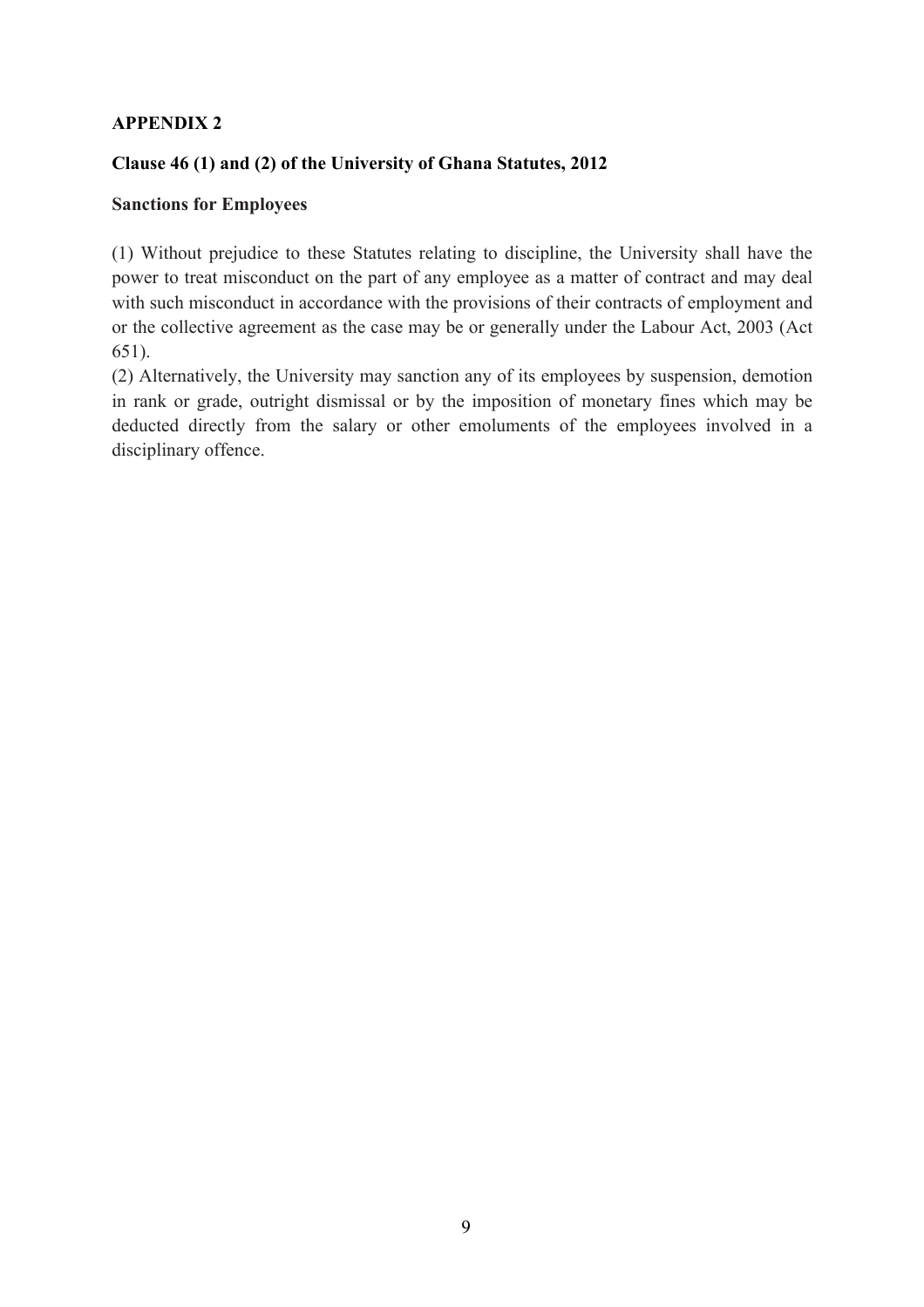**APPENDIX 2**

**Clause 46 (1) and (2) of the University of Ghana Statutes, 2012**

**Sanctions for Employees**

(1) Without prejudice to these Statutes relating to discipline, the University shall have the power to treat misconduct on the part of any employee as a matter of contract and may deal with such misconduct in accordance with the provisions of their contracts of employment and or the collective agreement as the case may be or generally under the Labour Act, 2003 (Act 651).

(2) Alternatively, the University may sanction any of its employees by suspension, demotion in rank or grade, outright dismissal or by the imposition of monetary fines which may be deducted directly from the salary or other emoluments of the employees involved in a disciplinary offence.